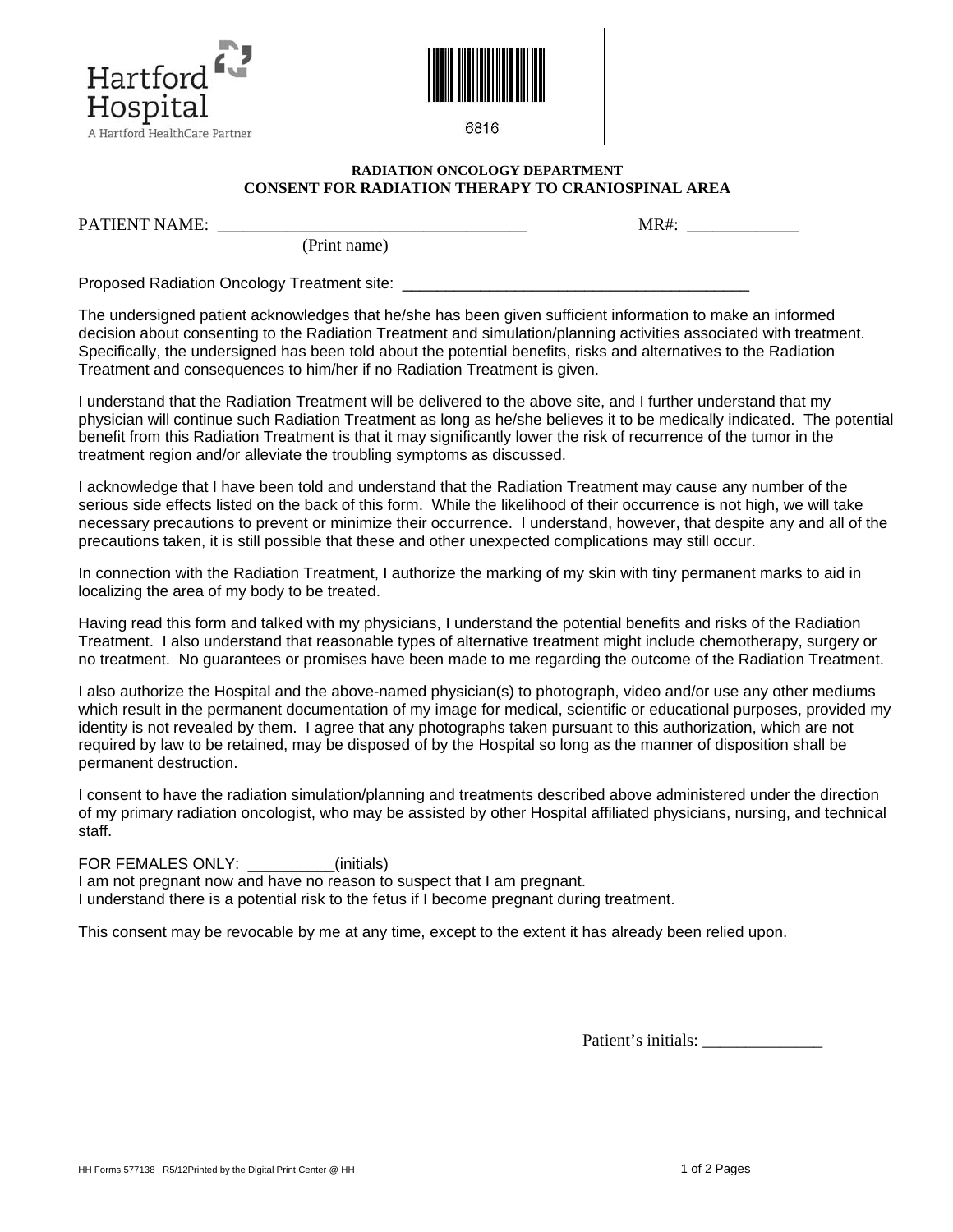Hartford Hospital

A Hartford HealthCare Partner

6816

**RADIATION ONCOLOGY DEPARTMENT**

**CONSENT FOR RADIATION THERAPY TO CRANIOSPINAL AREA**

PATIENT NAME: ___________________________________ MR#: _____________

(Print name)

Proposed Radiation Oncology Treatment site: ________________________________________

The undersigned patient acknowledges that he/she has been given sufficient information to make an informed decision about consenting to the Radiation Treatment and simulation/planning activities associated with treatment. Specifically, the undersigned has been told about the potential benefits, risks and alternatives to the Radiation Treatment and consequences to him/her if no Radiation Treatment is given.

I understand that the Radiation Treatment will be delivered to the above site, and I further understand that my physician will continue such Radiation Treatment as long as he/she believes it to be medically indicated. The potential benefit from this Radiation Treatment is that it may significantly lower the risk of recurrence of the tumor in the treatment region and/or alleviate the troubling symptoms as discussed.

I acknowledge that I have been told and understand that the Radiation Treatment may cause any number of the serious side effects listed on the back of this form. While the likelihood of their occurrence is not high, we will take necessary precautions to prevent or minimize their occurrence. I understand, however, that despite any and all of the precautions taken, it is still possible that these and other unexpected complications may still occur.

In connection with the Radiation Treatment, I authorize the marking of my skin with tiny permanent marks to aid in localizing the area of my body to be treated.

Having read this form and talked with my physicians, I understand the potential benefits and risks of the Radiation Treatment. I also understand that reasonable types of alternative treatment might include chemotherapy, surgery or no treatment. No guarantees or promises have been made to me regarding the outcome of the Radiation Treatment.

I also authorize the Hospital and the above-named physician(s) to photograph, video and/or use any other mediums which result in the permanent documentation of my image for medical, scientific or educational purposes, provided my identity is not revealed by them. I agree that any photographs taken pursuant to this authorization, which are not required by law to be retained, may be disposed of by the Hospital so long as the manner of disposition shall be permanent destruction.

I consent to have the radiation simulation/planning and treatments described above administered under the direction of my primary radiation oncologist, who may be assisted by other Hospital affiliated physicians, nursing, and technical staff.

FOR FEMALES ONLY: __________(initials)

I am not pregnant now and have no reason to suspect that I am pregnant.

I understand there is a potential risk to the fetus if I become pregnant during treatment.

This consent may be revocable by me at any time, except to the extent it has already been relied upon.

Patient's initials: ______________

HH Forms 577138 R5/12Printed by the Digital Print Center @ HH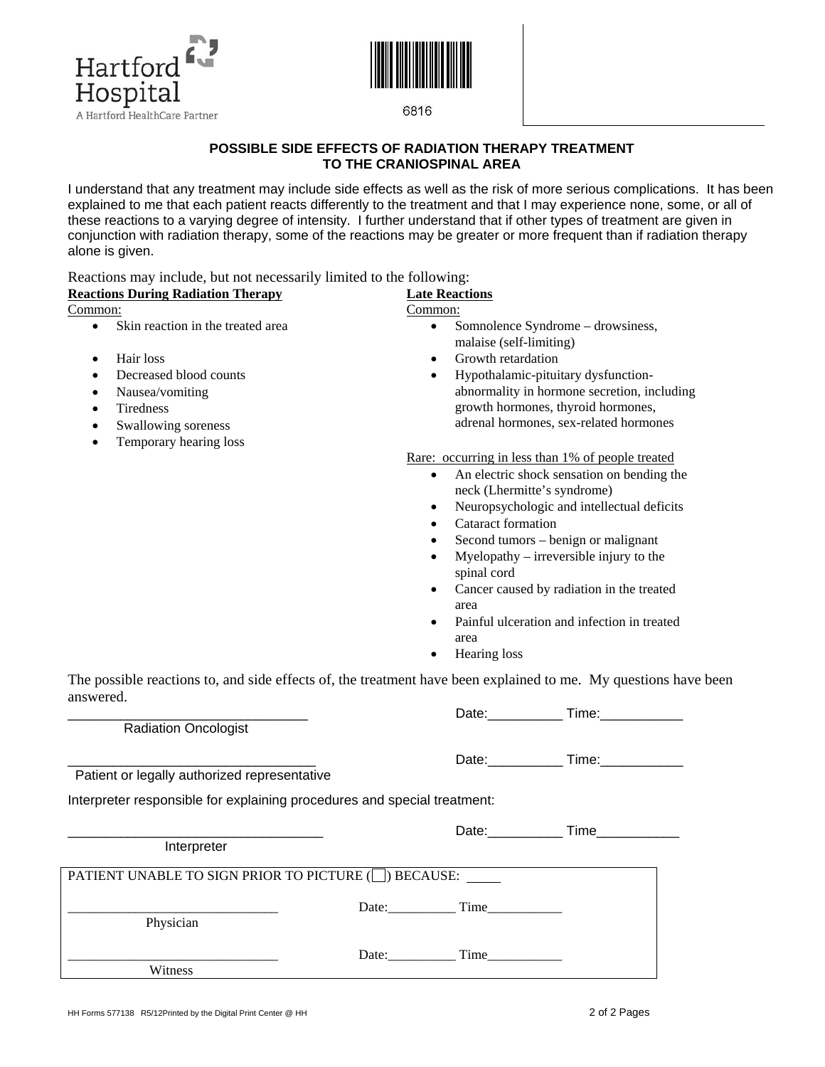Hartford Hospital
A Hartford HealthCare Partner

6816

## POSSIBLE SIDE EFFECTS OF RADIATION THERAPY TREATMENT TO THE CRANIOSPINAL AREA

I understand that any treatment may include side effects as well as the risk of more serious complications. It has been explained to me that each patient reacts differently to the treatment and that I may experience none, some, or all of these reactions to a varying degree of intensity. I further understand that if other types of treatment are given in conjunction with radiation therapy, some of the reactions may be greater or more frequent than if radiation therapy alone is given.

Reactions may include, but not necessarily limited to the following:

**Reactions During Radiation Therapy**

Common:

- Skin reaction in the treated area
- Hair loss
- Decreased blood counts
- Nausea/vomiting
- Tiredness
- Swallowing soreness
- Temporary hearing loss

**Late Reactions**

Common:

- Somnolence Syndrome – drowsiness, malaise (self-limiting)
- Growth retardation
- Hypothalamic-pituitary dysfunction-abnormality in hormone secretion, including growth hormones, thyroid hormones, adrenal hormones, sex-related hormones

Rare: occurring in less than 1% of people treated

- An electric shock sensation on bending the neck (Lhermitte's syndrome)
- Neuropsychologic and intellectual deficits
- Cataract formation
- Second tumors – benign or malignant
- Myelopathy – irreversible injury to the spinal cord
- Cancer caused by radiation in the treated area
- Painful ulceration and infection in treated area
- Hearing loss

The possible reactions to, and side effects of, the treatment have been explained to me. My questions have been answered.

_______________________________ Date:__________ Time:___________
Radiation Oncologist

_______________________________ Date:__________ Time:___________
Patient or legally authorized representative

Interpreter responsible for explaining procedures and special treatment:

_______________________________ Date:__________ Time___________
Interpreter

PATIENT UNABLE TO SIGN PRIOR TO PICTURE ( ☐ ) BECAUSE: _____

_______________________________ Date:__________ Time___________
Physician

_______________________________ Date:__________ Time___________
Witness

HH Forms 577138 R5/12Printed by the Digital Print Center @ HH